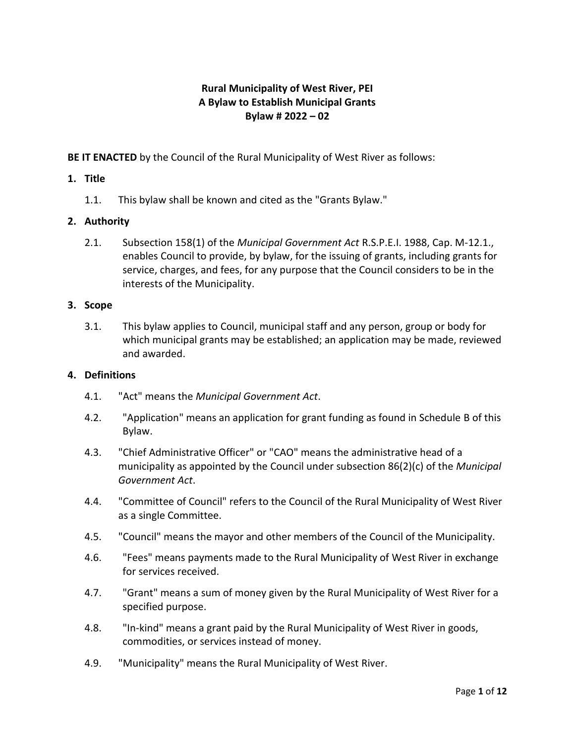**Rural Municipality of West River, PEI**
**A Bylaw to Establish Municipal Grants**
**Bylaw # 2022 – 02**

**BE IT ENACTED** by the Council of the Rural Municipality of West River as follows:

## 1. Title

1.1. This bylaw shall be known and cited as the "Grants Bylaw."

## 2. Authority

2.1. Subsection 158(1) of the *Municipal Government Act* R.S.P.E.I. 1988, Cap. M-12.1., enables Council to provide, by bylaw, for the issuing of grants, including grants for service, charges, and fees, for any purpose that the Council considers to be in the interests of the Municipality.

## 3. Scope

3.1. This bylaw applies to Council, municipal staff and any person, group or body for which municipal grants may be established; an application may be made, reviewed and awarded.

## 4. Definitions

4.1. "Act" means the *Municipal Government Act*.

4.2. "Application" means an application for grant funding as found in Schedule B of this Bylaw.

4.3. "Chief Administrative Officer" or "CAO" means the administrative head of a municipality as appointed by the Council under subsection 86(2)(c) of the *Municipal Government Act*.

4.4. "Committee of Council" refers to the Council of the Rural Municipality of West River as a single Committee.

4.5. "Council" means the mayor and other members of the Council of the Municipality.

4.6. "Fees" means payments made to the Rural Municipality of West River in exchange for services received.

4.7. "Grant" means a sum of money given by the Rural Municipality of West River for a specified purpose.

4.8. "In-kind" means a grant paid by the Rural Municipality of West River in goods, commodities, or services instead of money.

4.9. "Municipality" means the Rural Municipality of West River.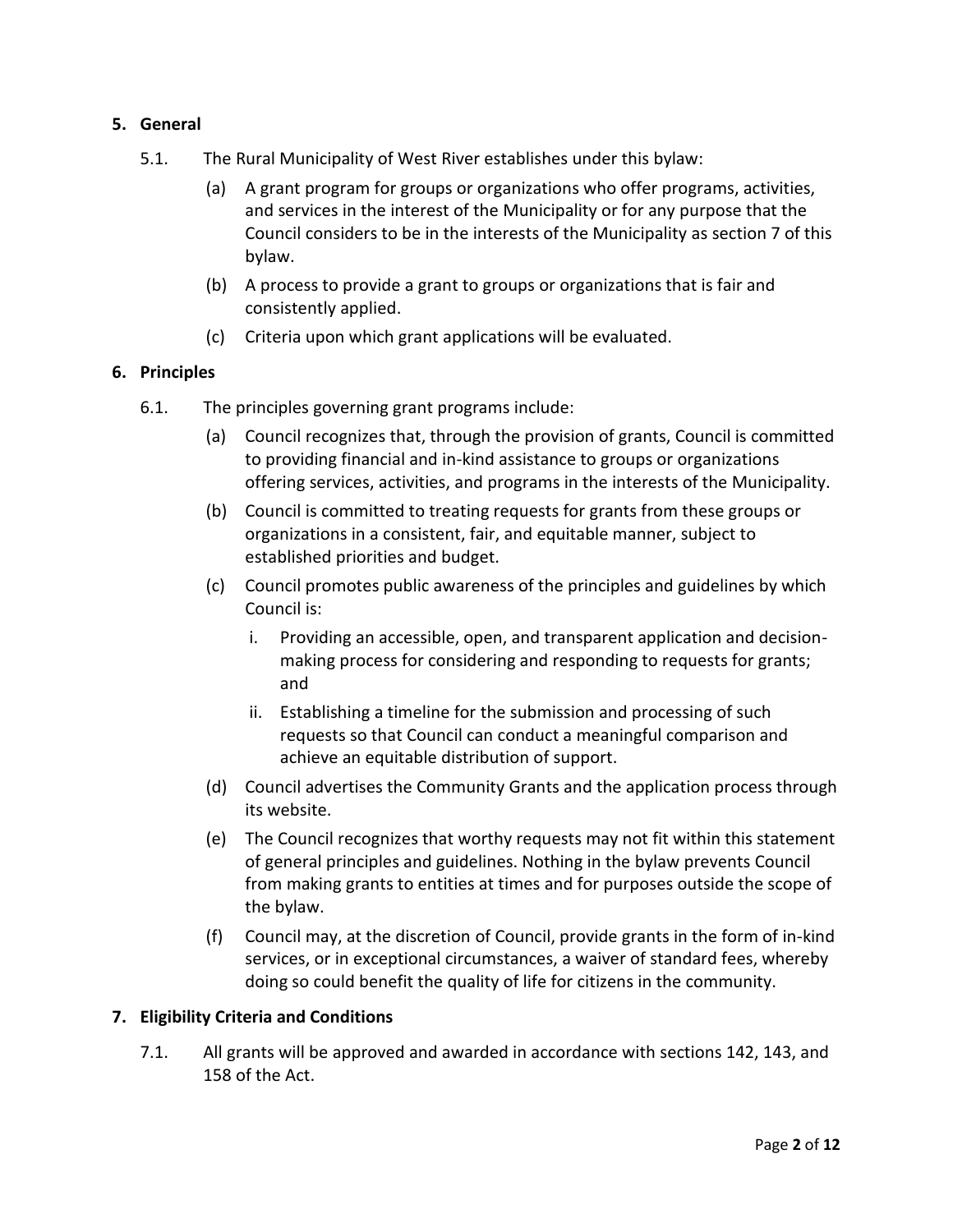## 5. General

5.1. The Rural Municipality of West River establishes under this bylaw:

(a) A grant program for groups or organizations who offer programs, activities, and services in the interest of the Municipality or for any purpose that the Council considers to be in the interests of the Municipality as section 7 of this bylaw.

(b) A process to provide a grant to groups or organizations that is fair and consistently applied.

(c) Criteria upon which grant applications will be evaluated.

## 6. Principles

6.1. The principles governing grant programs include:

(a) Council recognizes that, through the provision of grants, Council is committed to providing financial and in-kind assistance to groups or organizations offering services, activities, and programs in the interests of the Municipality.

(b) Council is committed to treating requests for grants from these groups or organizations in a consistent, fair, and equitable manner, subject to established priorities and budget.

(c) Council promotes public awareness of the principles and guidelines by which Council is:

i. Providing an accessible, open, and transparent application and decision-making process for considering and responding to requests for grants; and

ii. Establishing a timeline for the submission and processing of such requests so that Council can conduct a meaningful comparison and achieve an equitable distribution of support.

(d) Council advertises the Community Grants and the application process through its website.

(e) The Council recognizes that worthy requests may not fit within this statement of general principles and guidelines. Nothing in the bylaw prevents Council from making grants to entities at times and for purposes outside the scope of the bylaw.

(f) Council may, at the discretion of Council, provide grants in the form of in-kind services, or in exceptional circumstances, a waiver of standard fees, whereby doing so could benefit the quality of life for citizens in the community.

## 7. Eligibility Criteria and Conditions

7.1. All grants will be approved and awarded in accordance with sections 142, 143, and 158 of the Act.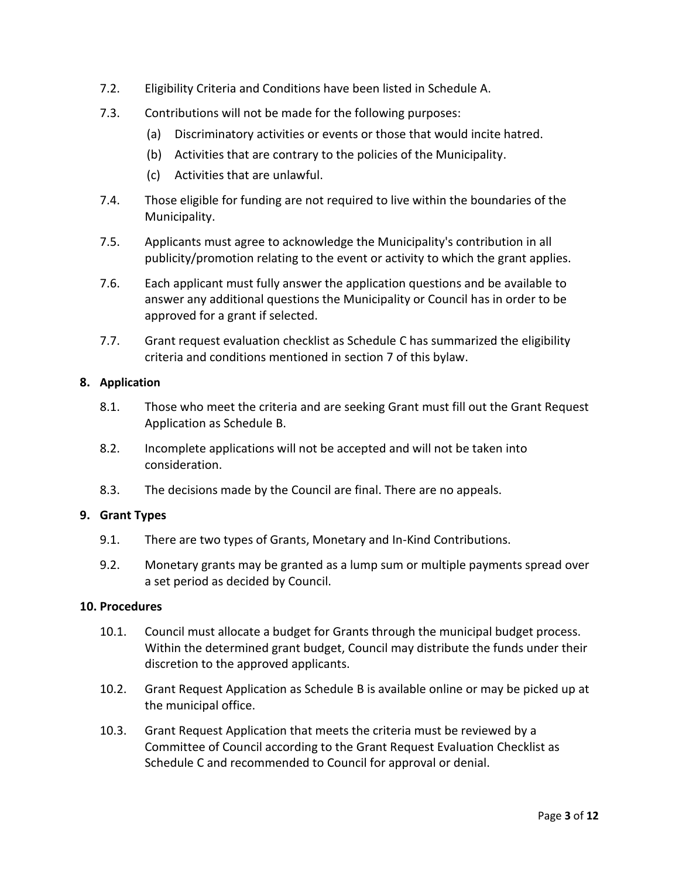7.2. Eligibility Criteria and Conditions have been listed in Schedule A.

7.3. Contributions will not be made for the following purposes:

   (a) Discriminatory activities or events or those that would incite hatred.

   (b) Activities that are contrary to the policies of the Municipality.

   (c) Activities that are unlawful.

7.4. Those eligible for funding are not required to live within the boundaries of the Municipality.

7.5. Applicants must agree to acknowledge the Municipality's contribution in all publicity/promotion relating to the event or activity to which the grant applies.

7.6. Each applicant must fully answer the application questions and be available to answer any additional questions the Municipality or Council has in order to be approved for a grant if selected.

7.7. Grant request evaluation checklist as Schedule C has summarized the eligibility criteria and conditions mentioned in section 7 of this bylaw.

**8. Application**

8.1. Those who meet the criteria and are seeking Grant must fill out the Grant Request Application as Schedule B.

8.2. Incomplete applications will not be accepted and will not be taken into consideration.

8.3. The decisions made by the Council are final. There are no appeals.

**9. Grant Types**

9.1. There are two types of Grants, Monetary and In-Kind Contributions.

9.2. Monetary grants may be granted as a lump sum or multiple payments spread over a set period as decided by Council.

**10. Procedures**

10.1. Council must allocate a budget for Grants through the municipal budget process. Within the determined grant budget, Council may distribute the funds under their discretion to the approved applicants.

10.2. Grant Request Application as Schedule B is available online or may be picked up at the municipal office.

10.3. Grant Request Application that meets the criteria must be reviewed by a Committee of Council according to the Grant Request Evaluation Checklist as Schedule C and recommended to Council for approval or denial.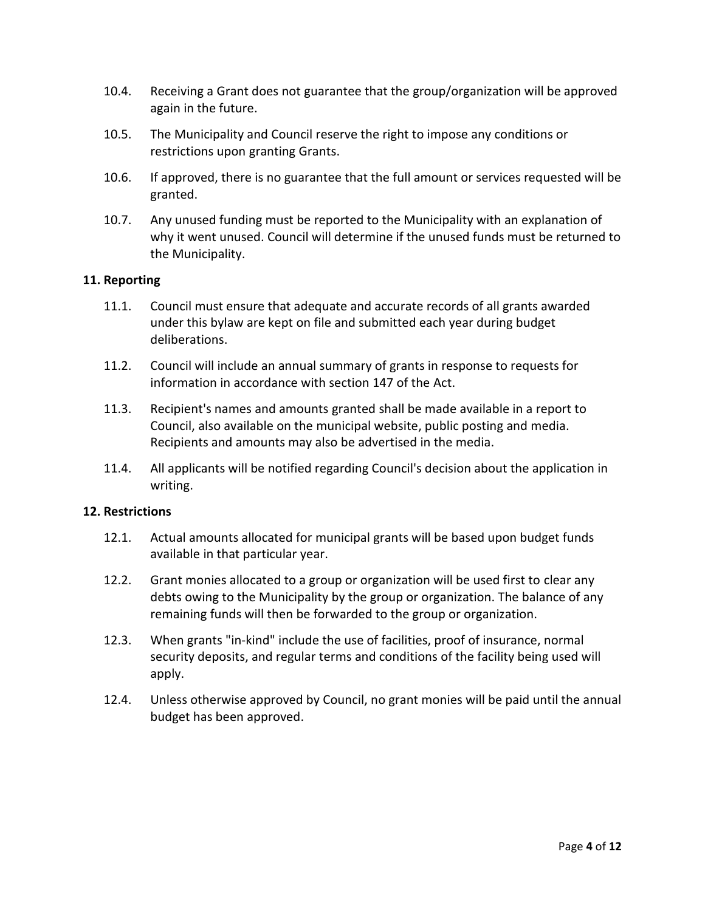10.4. Receiving a Grant does not guarantee that the group/organization will be approved again in the future.

10.5. The Municipality and Council reserve the right to impose any conditions or restrictions upon granting Grants.

10.6. If approved, there is no guarantee that the full amount or services requested will be granted.

10.7. Any unused funding must be reported to the Municipality with an explanation of why it went unused. Council will determine if the unused funds must be returned to the Municipality.

**11. Reporting**

11.1. Council must ensure that adequate and accurate records of all grants awarded under this bylaw are kept on file and submitted each year during budget deliberations.

11.2. Council will include an annual summary of grants in response to requests for information in accordance with section 147 of the Act.

11.3. Recipient's names and amounts granted shall be made available in a report to Council, also available on the municipal website, public posting and media. Recipients and amounts may also be advertised in the media.

11.4. All applicants will be notified regarding Council's decision about the application in writing.

**12. Restrictions**

12.1. Actual amounts allocated for municipal grants will be based upon budget funds available in that particular year.

12.2. Grant monies allocated to a group or organization will be used first to clear any debts owing to the Municipality by the group or organization. The balance of any remaining funds will then be forwarded to the group or organization.

12.3. When grants "in-kind" include the use of facilities, proof of insurance, normal security deposits, and regular terms and conditions of the facility being used will apply.

12.4. Unless otherwise approved by Council, no grant monies will be paid until the annual budget has been approved.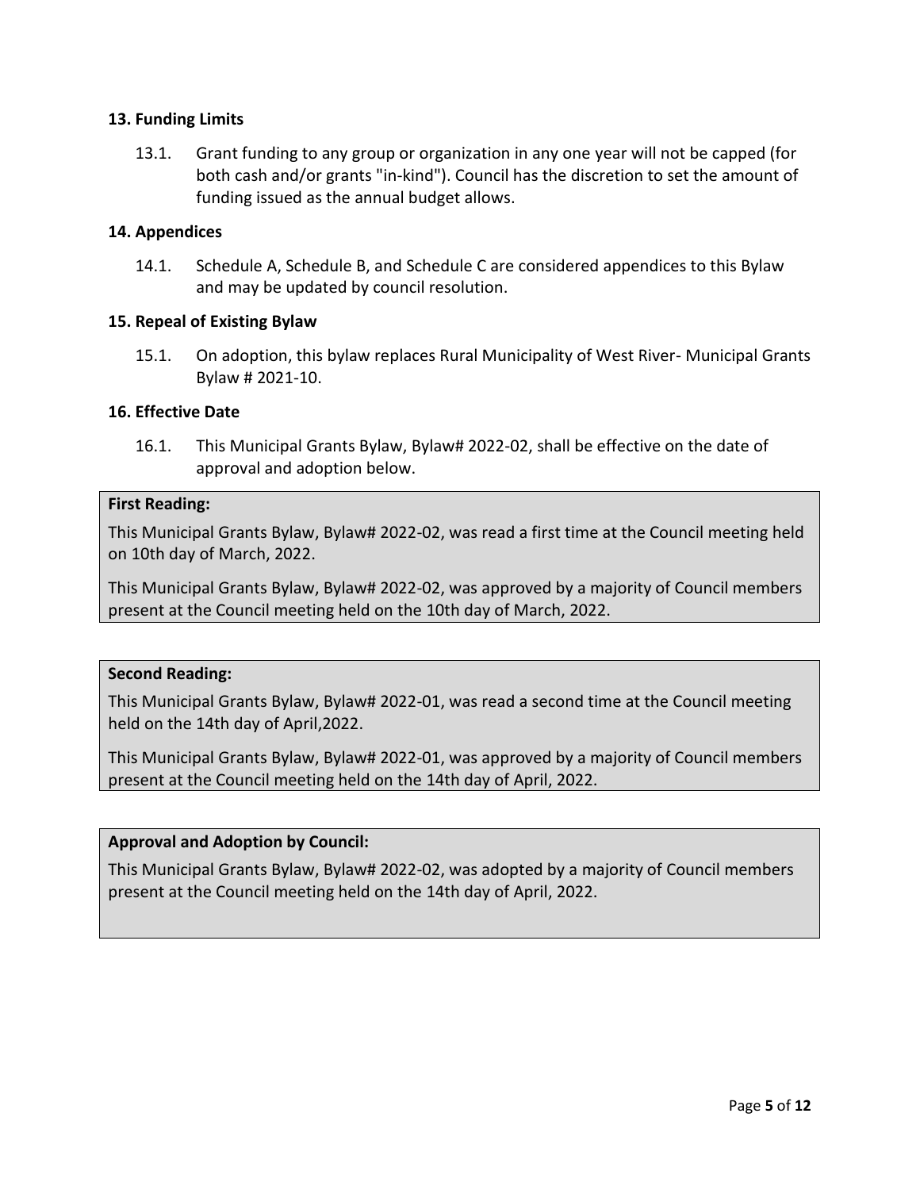## 13. Funding Limits

13.1. Grant funding to any group or organization in any one year will not be capped (for both cash and/or grants "in-kind"). Council has the discretion to set the amount of funding issued as the annual budget allows.

## 14. Appendices

14.1. Schedule A, Schedule B, and Schedule C are considered appendices to this Bylaw and may be updated by council resolution.

## 15. Repeal of Existing Bylaw

15.1. On adoption, this bylaw replaces Rural Municipality of West River- Municipal Grants Bylaw # 2021-10.

## 16. Effective Date

16.1. This Municipal Grants Bylaw, Bylaw# 2022-02, shall be effective on the date of approval and adoption below.

**First Reading:**

This Municipal Grants Bylaw, Bylaw# 2022-02, was read a first time at the Council meeting held on 10th day of March, 2022.

This Municipal Grants Bylaw, Bylaw# 2022-02, was approved by a majority of Council members present at the Council meeting held on the 10th day of March, 2022.

**Second Reading:**

This Municipal Grants Bylaw, Bylaw# 2022-01, was read a second time at the Council meeting held on the 14th day of April,2022.

This Municipal Grants Bylaw, Bylaw# 2022-01, was approved by a majority of Council members present at the Council meeting held on the 14th day of April, 2022.

**Approval and Adoption by Council:**

This Municipal Grants Bylaw, Bylaw# 2022-02, was adopted by a majority of Council members present at the Council meeting held on the 14th day of April, 2022.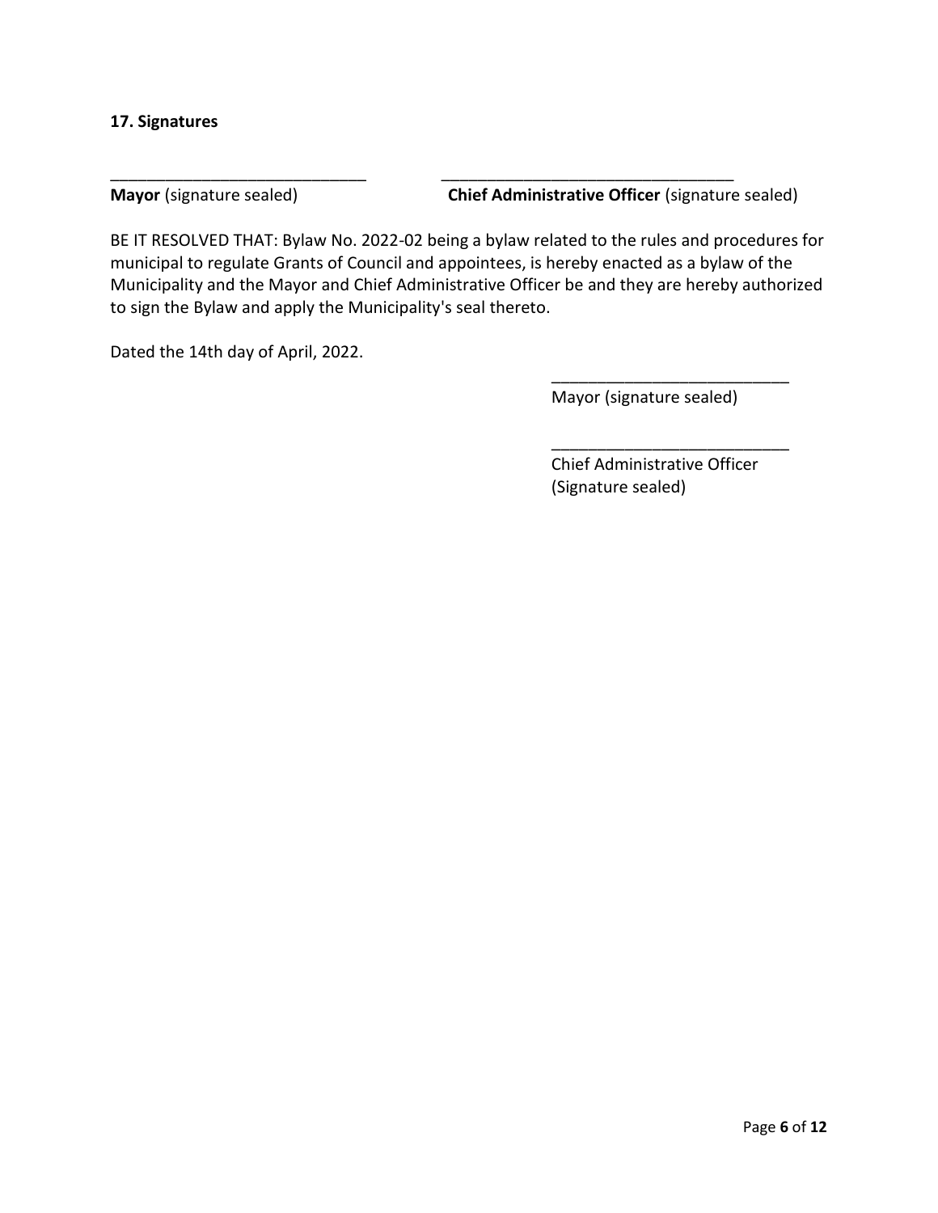**17. Signatures**

\_\_\_\_\_\_\_\_\_\_\_\_\_\_\_\_\_\_\_\_\_\_\_\_\_\_\_\_ \_\_\_\_\_\_\_\_\_\_\_\_\_\_\_\_\_\_\_\_\_\_\_\_\_\_\_\_\_\_\_\_

**Mayor** (signature sealed) **Chief Administrative Officer** (signature sealed)

BE IT RESOLVED THAT: Bylaw No. 2022-02 being a bylaw related to the rules and procedures for municipal to regulate Grants of Council and appointees, is hereby enacted as a bylaw of the Municipality and the Mayor and Chief Administrative Officer be and they are hereby authorized to sign the Bylaw and apply the Municipality's seal thereto.

Dated the 14th day of April, 2022.

\_\_\_\_\_\_\_\_\_\_\_\_\_\_\_\_\_\_\_\_\_\_\_\_\_\_

Mayor (signature sealed)

\_\_\_\_\_\_\_\_\_\_\_\_\_\_\_\_\_\_\_\_\_\_\_\_\_\_

Chief Administrative Officer
(Signature sealed)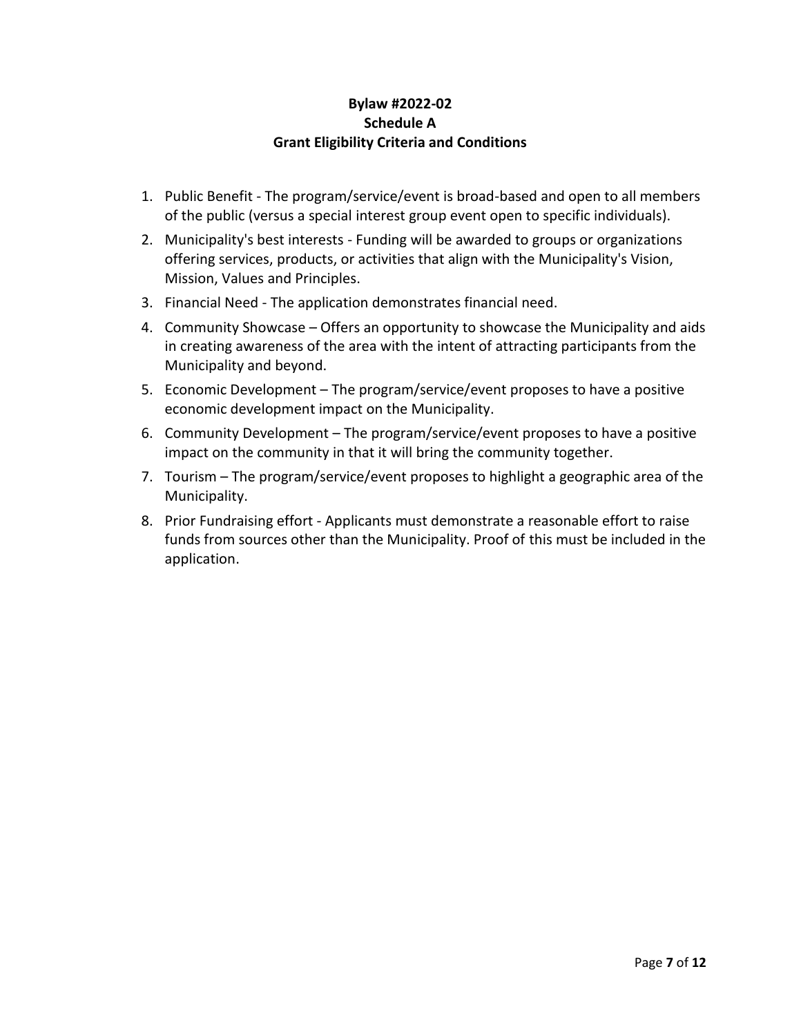**Bylaw #2022-02**
**Schedule A**
**Grant Eligibility Criteria and Conditions**

1. Public Benefit - The program/service/event is broad-based and open to all members of the public (versus a special interest group event open to specific individuals).
2. Municipality's best interests - Funding will be awarded to groups or organizations offering services, products, or activities that align with the Municipality's Vision, Mission, Values and Principles.
3. Financial Need - The application demonstrates financial need.
4. Community Showcase – Offers an opportunity to showcase the Municipality and aids in creating awareness of the area with the intent of attracting participants from the Municipality and beyond.
5. Economic Development – The program/service/event proposes to have a positive economic development impact on the Municipality.
6. Community Development – The program/service/event proposes to have a positive impact on the community in that it will bring the community together.
7. Tourism – The program/service/event proposes to highlight a geographic area of the Municipality.
8. Prior Fundraising effort - Applicants must demonstrate a reasonable effort to raise funds from sources other than the Municipality. Proof of this must be included in the application.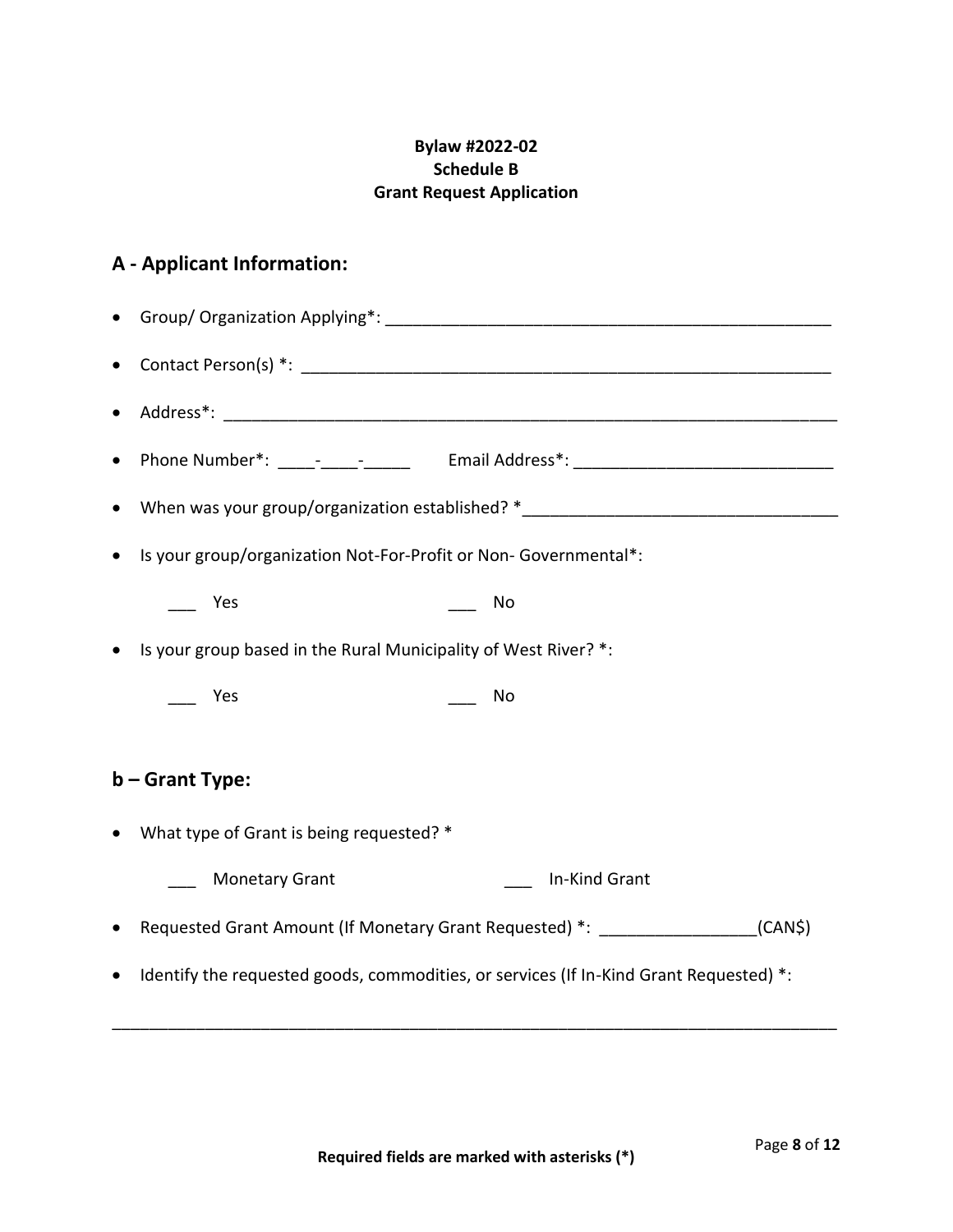**Bylaw #2022-02**
**Schedule B**
**Grant Request Application**

## A - Applicant Information:

- Group/ Organization Applying*: ________________________________________________
- Contact Person(s) *: ________________________________________________________
- Address*: ______________________________________________________________
- Phone Number*: ____-____-_____ Email Address*: ___________________________
- When was your group/organization established? *_______________________________
- Is your group/organization Not-For-Profit or Non- Governmental*:

  ___ Yes ___ No

- Is your group based in the Rural Municipality of West River? *:

  ___ Yes ___ No

## b – Grant Type:

- What type of Grant is being requested? *

  ___ Monetary Grant ___ In-Kind Grant

- Requested Grant Amount (If Monetary Grant Requested) *: ________________(CAN$)
- Identify the requested goods, commodities, or services (If In-Kind Grant Requested) *:

_____________________________________________________________________________

**Required fields are marked with asterisks (*)**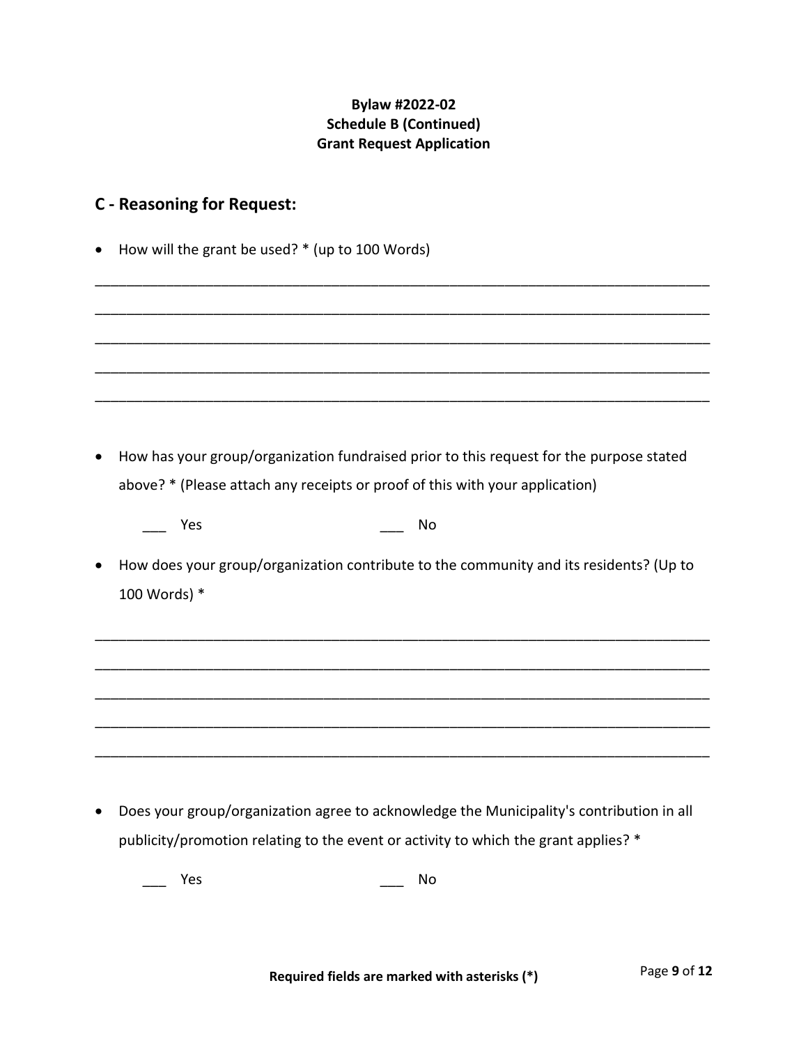**Bylaw #2022-02**
**Schedule B (Continued)**
**Grant Request Application**

## C - Reasoning for Request:

- How will the grant be used? * (up to 100 Words)

_______________________________________________________________________________

_______________________________________________________________________________

_______________________________________________________________________________

_______________________________________________________________________________

_______________________________________________________________________________

- How has your group/organization fundraised prior to this request for the purpose stated above? * (Please attach any receipts or proof of this with your application)

  ___ Yes ___ No

- How does your group/organization contribute to the community and its residents? (Up to 100 Words) *

_______________________________________________________________________________

_______________________________________________________________________________

_______________________________________________________________________________

_______________________________________________________________________________

_______________________________________________________________________________

- Does your group/organization agree to acknowledge the Municipality's contribution in all publicity/promotion relating to the event or activity to which the grant applies? *

  ___ Yes ___ No

**Required fields are marked with asterisks (*)**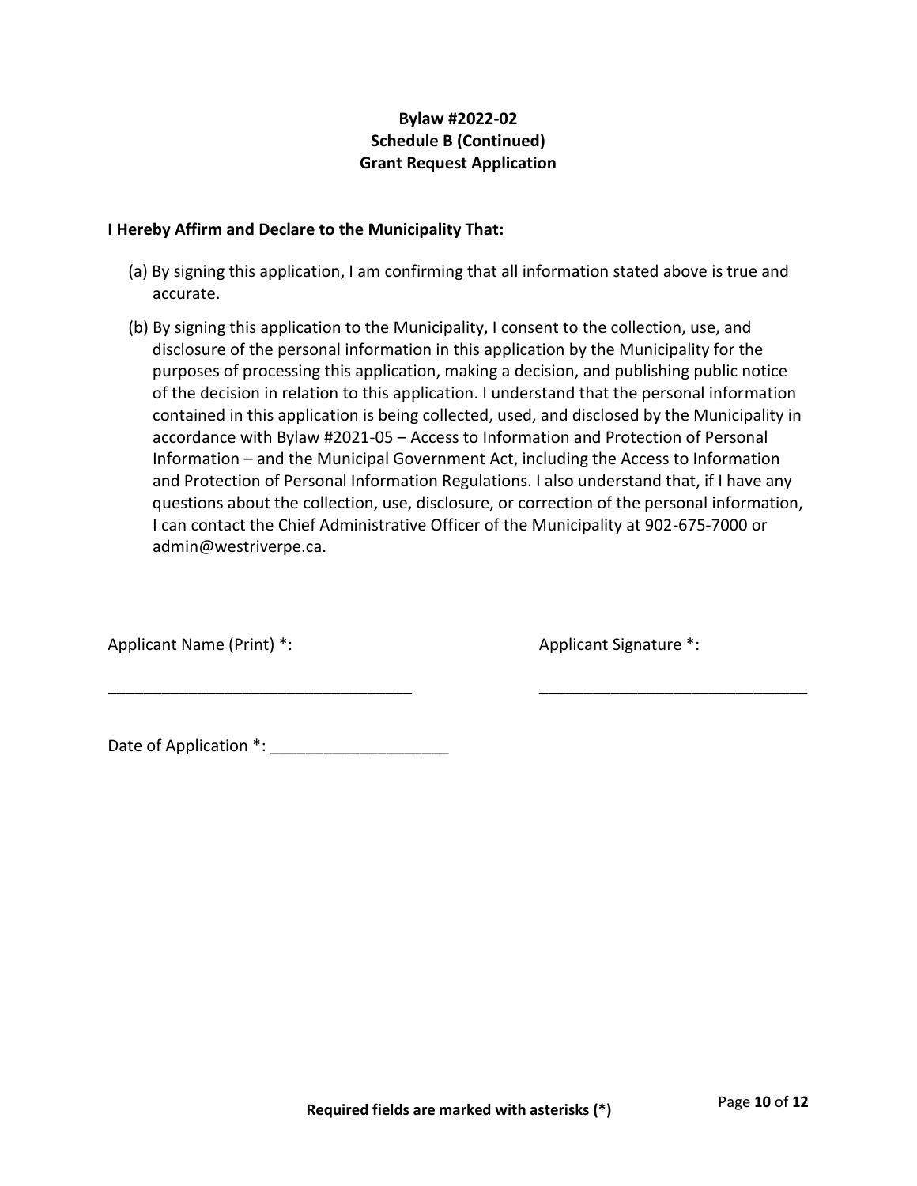**Bylaw #2022-02**
**Schedule B (Continued)**
**Grant Request Application**

**I Hereby Affirm and Declare to the Municipality That:**

(a) By signing this application, I am confirming that all information stated above is true and accurate.

(b) By signing this application to the Municipality, I consent to the collection, use, and disclosure of the personal information in this application by the Municipality for the purposes of processing this application, making a decision, and publishing public notice of the decision in relation to this application. I understand that the personal information contained in this application is being collected, used, and disclosed by the Municipality in accordance with Bylaw #2021-05 – Access to Information and Protection of Personal Information – and the Municipal Government Act, including the Access to Information and Protection of Personal Information Regulations. I also understand that, if I have any questions about the collection, use, disclosure, or correction of the personal information, I can contact the Chief Administrative Officer of the Municipality at 902-675-7000 or admin@westriverpe.ca.

Applicant Name (Print) *: ___________________________________

Applicant Signature *: ______________________________

Date of Application *: ____________________

**Required fields are marked with asterisks (*)**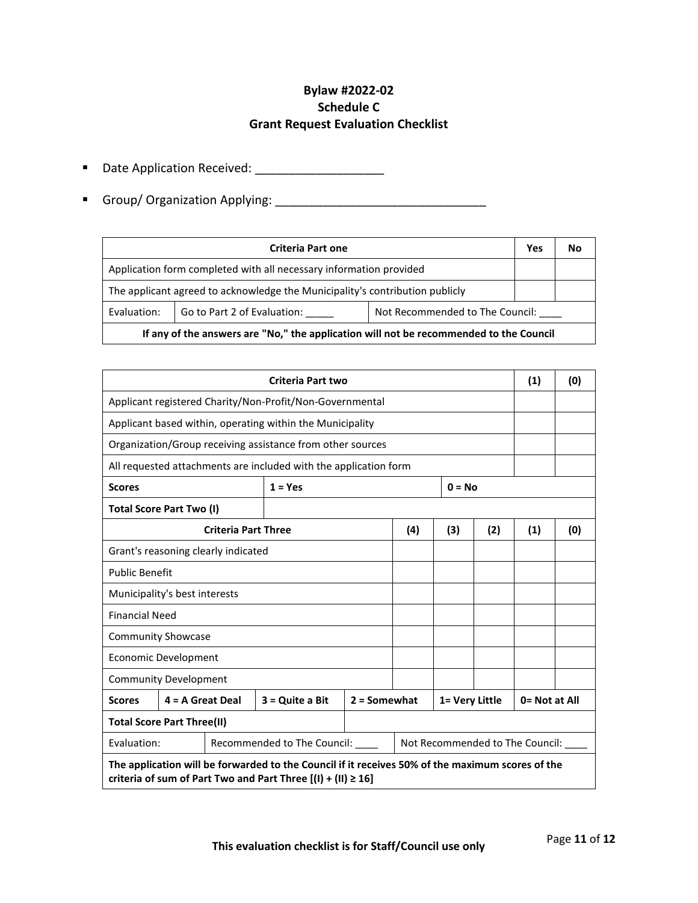**Bylaw #2022-02**
**Schedule C**
**Grant Request Evaluation Checklist**

- Date Application Received: ___________________
- Group/ Organization Applying: _______________________________

| Criteria Part one | | Yes | No |
|---|---|---|---|
| Application form completed with all necessary information provided | | | |
| The applicant agreed to acknowledge the Municipality's contribution publicly | | | |
| Evaluation: Go to Part 2 of Evaluation: _____ | Not Recommended to The Council: ____ | | |
| **If any of the answers are "No," the application will not be recommended to the Council** | | | |

| Criteria Part two | | | | | | (1) | (0) |
|---|---|---|---|---|---|---|---|
| Applicant registered Charity/Non-Profit/Non-Governmental | | | | | | | |
| Applicant based within, operating within the Municipality | | | | | | | |
| Organization/Group receiving assistance from other sources | | | | | | | |
| All requested attachments are included with the application form | | | | | | | |
| **Scores** | **1 = Yes** | | | **0 = No** | | | |
| **Total Score Part Two (I)** | | | | | | | |
| **Criteria Part Three** | | | **(4)** | **(3)** | **(2)** | **(1)** | **(0)** |
| Grant's reasoning clearly indicated | | | | | | | |
| Public Benefit | | | | | | | |
| Municipality's best interests | | | | | | | |
| Financial Need | | | | | | | |
| Community Showcase | | | | | | | |
| Economic Development | | | | | | | |
| Community Development | | | | | | | |
| **Scores** | **4 = A Great Deal** | **3 = Quite a Bit** | **2 = Somewhat** | **1= Very Little** | | **0= Not at All** | |
| **Total Score Part Three(II)** | | | | | | | |
| Evaluation: | Recommended to The Council: ____ | | Not Recommended to The Council: ____ | | | | |
| **The application will be forwarded to the Council if it receives 50% of the maximum scores of the criteria of sum of Part Two and Part Three [(I) + (II) ≥ 16]** | | | | | | | |

**This evaluation checklist is for Staff/Council use only**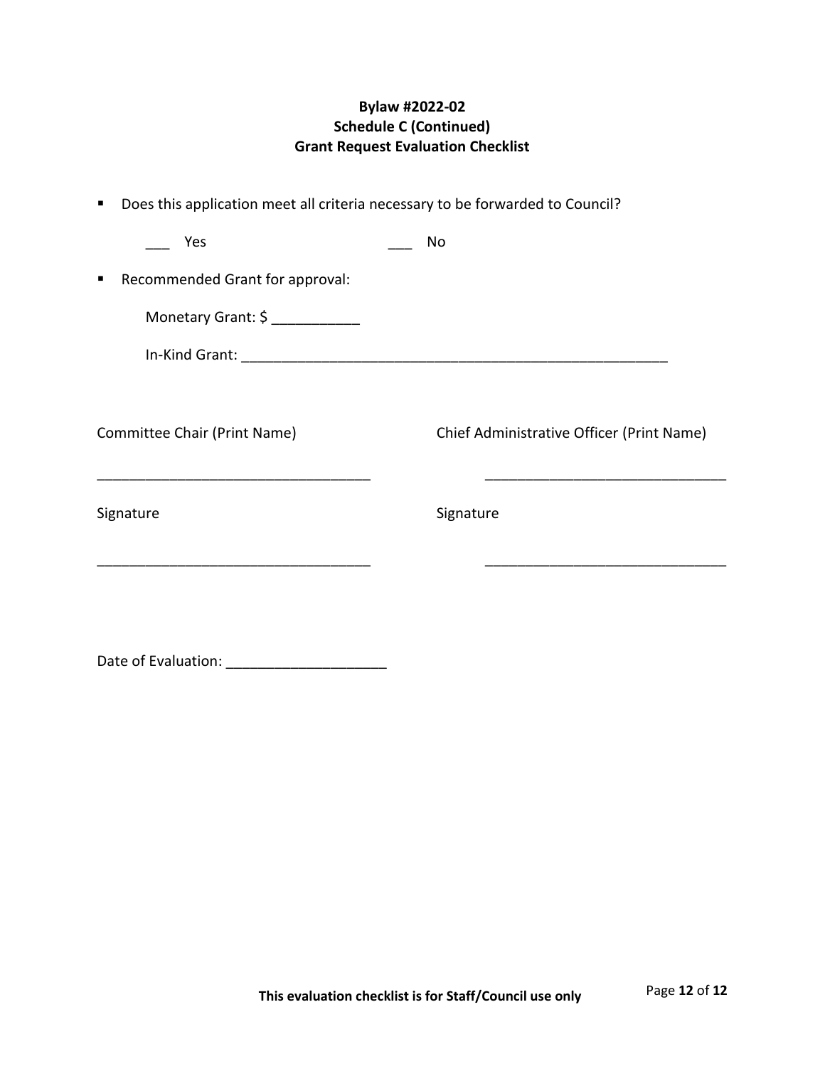**Bylaw #2022-02**
**Schedule C (Continued)**
**Grant Request Evaluation Checklist**

- Does this application meet all criteria necessary to be forwarded to Council?

  ___ Yes ___ No

- Recommended Grant for approval:

  Monetary Grant: $ ___________

  In-Kind Grant: _______________________________________________________

| | |
|---|---|
| Committee Chair (Print Name) | Chief Administrative Officer (Print Name) |
| __________________________________ | ______________________________ |
| Signature | Signature |
| __________________________________ | ______________________________ |

Date of Evaluation: ____________________

**This evaluation checklist is for Staff/Council use only**